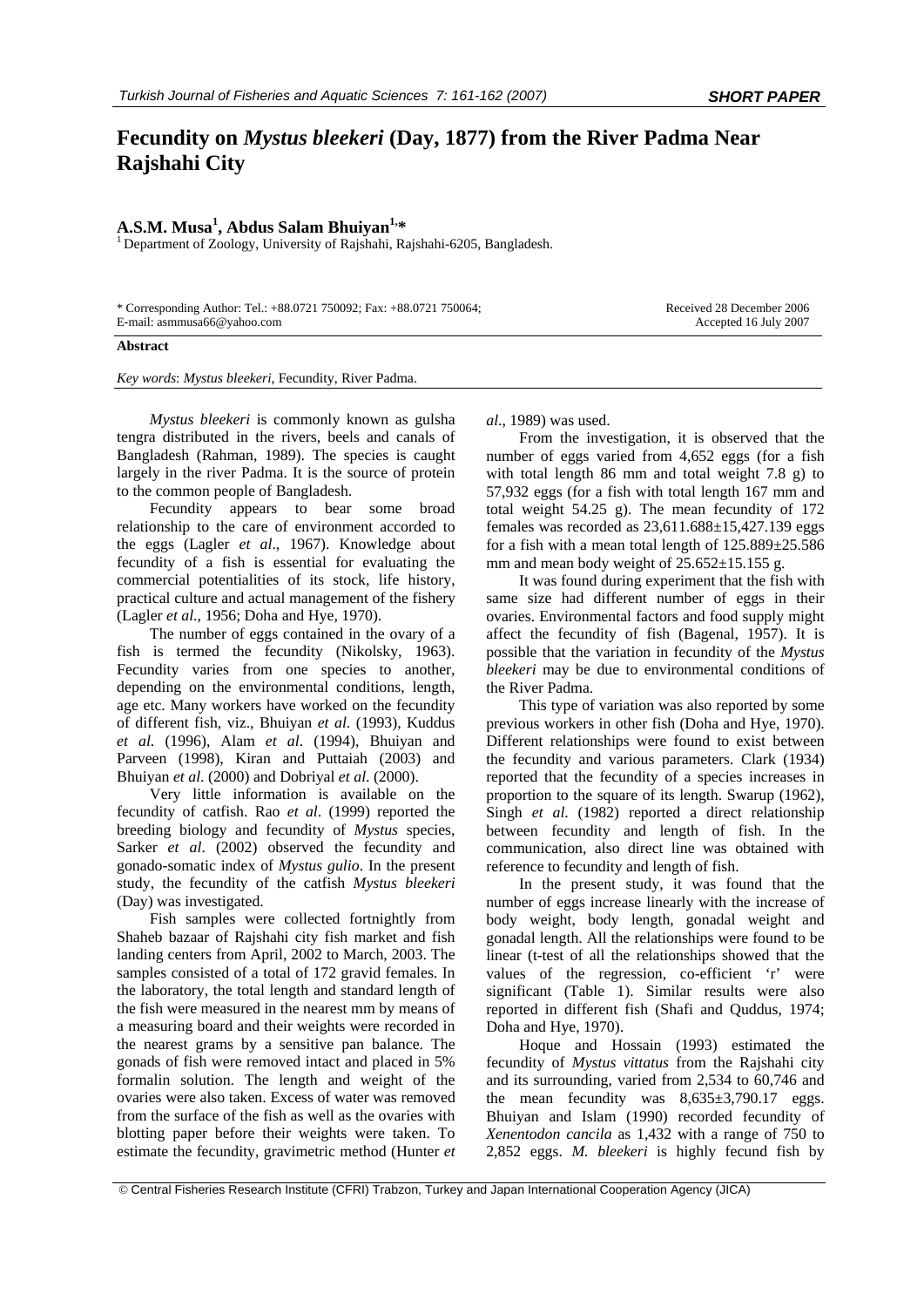**SHORT PAPER**

# Fecundity on *Mystus bleekeri* (Day, 1877) from the River Padma Near Rajshahi City

**A.S.M. Musa[1], Abdus Salam Bhuiyan[1,*]**

[1] Department of Zoology, University of Rajshahi, Rajshahi-6205, Bangladesh.

\* Corresponding Author: Tel.: +88.0721 750092; Fax: +88.0721 750064;
E-mail: asmmusa66@yahoo.com

Received 28 December 2006
Accepted 16 July 2007

**Abstract**

*Key words*: *Mystus bleekeri*, Fecundity, River Padma.

*Mystus bleekeri* is commonly known as gulsha tengra distributed in the rivers, beels and canals of Bangladesh (Rahman, 1989). The species is caught largely in the river Padma. It is the source of protein to the common people of Bangladesh.

Fecundity appears to bear some broad relationship to the care of environment accorded to the eggs (Lagler *et al*., 1967). Knowledge about fecundity of a fish is essential for evaluating the commercial potentialities of its stock, life history, practical culture and actual management of the fishery (Lagler *et al*., 1956; Doha and Hye, 1970).

The number of eggs contained in the ovary of a fish is termed the fecundity (Nikolsky, 1963). Fecundity varies from one species to another, depending on the environmental conditions, length, age etc. Many workers have worked on the fecundity of different fish, viz., Bhuiyan *et al*. (1993), Kuddus *et al*. (1996), Alam *et al*. (1994), Bhuiyan and Parveen (1998), Kiran and Puttaiah (2003) and Bhuiyan *et al*. (2000) and Dobriyal *et al*. (2000).

Very little information is available on the fecundity of catfish. Rao *et al*. (1999) reported the breeding biology and fecundity of *Mystus* species, Sarker *et al*. (2002) observed the fecundity and gonado-somatic index of *Mystus gulio*. In the present study, the fecundity of the catfish *Mystus bleekeri* (Day) was investigated.

Fish samples were collected fortnightly from Shaheb bazaar of Rajshahi city fish market and fish landing centers from April, 2002 to March, 2003. The samples consisted of a total of 172 gravid females. In the laboratory, the total length and standard length of the fish were measured in the nearest mm by means of a measuring board and their weights were recorded in the nearest grams by a sensitive pan balance. The gonads of fish were removed intact and placed in 5% formalin solution. The length and weight of the ovaries were also taken. Excess of water was removed from the surface of the fish as well as the ovaries with blotting paper before their weights were taken. To estimate the fecundity, gravimetric method (Hunter *et al*., 1989) was used.

From the investigation, it is observed that the number of eggs varied from 4,652 eggs (for a fish with total length 86 mm and total weight 7.8 g) to 57,932 eggs (for a fish with total length 167 mm and total weight 54.25 g). The mean fecundity of 172 females was recorded as 23,611.688±15,427.139 eggs for a fish with a mean total length of 125.889±25.586 mm and mean body weight of 25.652±15.155 g.

It was found during experiment that the fish with same size had different number of eggs in their ovaries. Environmental factors and food supply might affect the fecundity of fish (Bagenal, 1957). It is possible that the variation in fecundity of the *Mystus bleekeri* may be due to environmental conditions of the River Padma.

This type of variation was also reported by some previous workers in other fish (Doha and Hye, 1970). Different relationships were found to exist between the fecundity and various parameters. Clark (1934) reported that the fecundity of a species increases in proportion to the square of its length. Swarup (1962), Singh *et al*. (1982) reported a direct relationship between fecundity and length of fish. In the communication, also direct line was obtained with reference to fecundity and length of fish.

In the present study, it was found that the number of eggs increase linearly with the increase of body weight, body length, gonadal weight and gonadal length. All the relationships were found to be linear (t-test of all the relationships showed that the values of the regression, co-efficient 'r' were significant (Table 1). Similar results were also reported in different fish (Shafi and Quddus, 1974; Doha and Hye, 1970).

Hoque and Hossain (1993) estimated the fecundity of *Mystus vittatus* from the Rajshahi city and its surrounding, varied from 2,534 to 60,746 and the mean fecundity was 8,635±3,790.17 eggs. Bhuiyan and Islam (1990) recorded fecundity of *Xenentodon cancila* as 1,432 with a range of 750 to 2,852 eggs. *M. bleekeri* is highly fecund fish by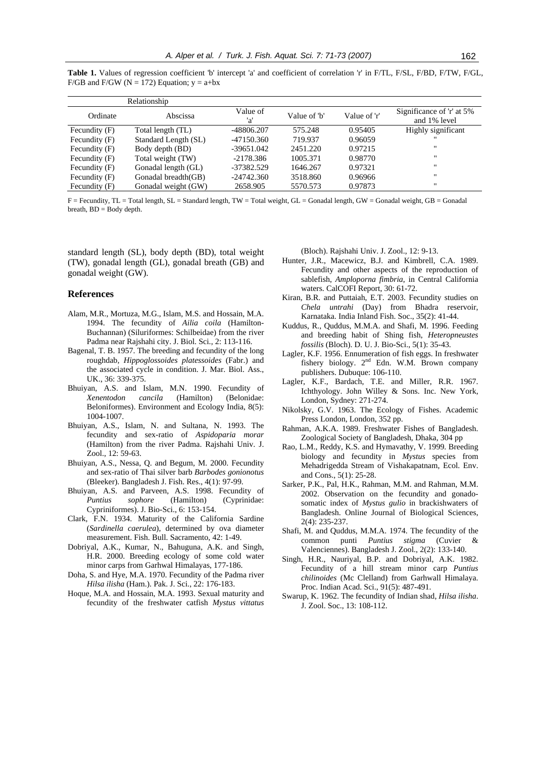**Table 1.** Values of regression coefficient 'b' intercept 'a' and coefficient of correlation 'r' in F/TL, F/SL, F/BD, F/TW, F/GL, F/GB and F/GW (N = 172) Equation; y = a+bx

| Relationship | | | | | |
|---|---|---|---|---|---|
| Ordinate | Abscissa | Value of 'a' | Value of 'b' | Value of 'r' | Significance of 'r' at 5% and 1% level |
| Fecundity (F) | Total length (TL) | -48806.207 | 575.248 | 0.95405 | Highly significant |
| Fecundity (F) | Standard Length (SL) | -47150.360 | 719.937 | 0.96059 | " |
| Fecundity (F) | Body depth (BD) | -39651.042 | 2451.220 | 0.97215 | " |
| Fecundity (F) | Total weight (TW) | -2178.386 | 1005.371 | 0.98770 | " |
| Fecundity (F) | Gonadal length (GL) | -37382.529 | 1646.267 | 0.97321 | " |
| Fecundity (F) | Gonadal breadth(GB) | -24742.360 | 3518.860 | 0.96966 | " |
| Fecundity (F) | Gonadal weight (GW) | 2658.905 | 5570.573 | 0.97873 | " |

F = Fecundity, TL = Total length, SL = Standard length, TW = Total weight, GL = Gonadal length, GW = Gonadal weight, GB = Gonadal breath, BD = Body depth.

standard length (SL), body depth (BD), total weight (TW), gonadal length (GL), gonadal breath (GB) and gonadal weight (GW).

## References

Alam, M.R., Mortuza, M.G., Islam, M.S. and Hossain, M.A. 1994. The fecundity of *Ailia coila* (Hamilton-Buchannan) (Siluriformes: Schilbeidae) from the river Padma near Rajshahi city. J. Biol. Sci., 2: 113-116.

Bagenal, T. B. 1957. The breeding and fecundity of the long roughdab, *Hippoglossoides platessoides* (Fabr.) and the associated cycle in condition. J. Mar. Biol. Ass., UK., 36: 339-375.

Bhuiyan, A.S. and Islam, M.N. 1990. Fecundity of *Xenentodon cancila* (Hamilton) (Belonidae: Beloniformes). Environment and Ecology India, 8(5): 1004-1007.

Bhuiyan, A.S., Islam, N. and Sultana, N. 1993. The fecundity and sex-ratio of *Aspidoparia morar* (Hamilton) from the river Padma. Rajshahi Univ. J. Zool., 12: 59-63.

Bhuiyan, A.S., Nessa, Q. and Begum, M. 2000. Fecundity and sex-ratio of Thai silver barb *Barbodes gonionotus* (Bleeker). Bangladesh J. Fish. Res., 4(1): 97-99.

Bhuiyan, A.S. and Parveen, A.S. 1998. Fecundity of *Puntius sophore* (Hamilton) (Cyprinidae: Cypriniformes). J. Bio-Sci., 6: 153-154.

Clark, F.N. 1934. Maturity of the California Sardine (*Sardinella caerulea*), determined by ova diameter measurement. Fish. Bull. Sacramento, 42: 1-49.

Dobriyal, A.K., Kumar, N., Bahuguna, A.K. and Singh, H.R. 2000. Breeding ecology of some cold water minor carps from Garhwal Himalayas, 177-186.

Doha, S. and Hye, M.A. 1970. Fecundity of the Padma river *Hilsa ilisha* (Ham.). Pak. J. Sci., 22: 176-183.

Hoque, M.A. and Hossain, M.A. 1993. Sexual maturity and fecundity of the freshwater catfish *Mystus vittatus* (Bloch). Rajshahi Univ. J. Zool., 12: 9-13.

Hunter, J.R., Macewicz, B.J. and Kimbrell, C.A. 1989. Fecundity and other aspects of the reproduction of sablefish, *Amploporna fimbria*, in Central California waters. CalCOFI Report, 30: 61-72.

Kiran, B.R. and Puttaiah, E.T. 2003. Fecundity studies on *Chela untrahi* (Day) from Bhadra reservoir, Karnataka. India Inland Fish. Soc., 35(2): 41-44.

Kuddus, R., Quddus, M.M.A. and Shafi, M. 1996. Feeding and breeding habit of Shing fish, *Heteropneustes fossilis* (Bloch). D. U. J. Bio-Sci., 5(1): 35-43.

Lagler, K.F. 1956. Ennumeration of fish eggs. In freshwater fishery biology. 2nd Edn. W.M. Brown company publishers. Dubuque: 106-110.

Lagler, K.F., Bardach, T.E. and Miller, R.R. 1967. Ichthyology. John Willey & Sons. Inc. New York, London, Sydney: 271-274.

Nikolsky, G.V. 1963. The Ecology of Fishes. Academic Press London, London, 352 pp.

Rahman, A.K.A. 1989. Freshwater Fishes of Bangladesh. Zoological Society of Bangladesh, Dhaka, 304 pp

Rao, L.M., Reddy, K.S. and Hymavathy, V. 1999. Breeding biology and fecundity in *Mystus* species from Mehadrigedda Stream of Vishakapatnam, Ecol. Env. and Cons., 5(1): 25-28.

Sarker, P.K., Pal, H.K., Rahman, M.M. and Rahman, M.M. 2002. Observation on the fecundity and gonado-somatic index of *Mystus gulio* in brackishwaters of Bangladesh. Online Journal of Biological Sciences, 2(4): 235-237.

Shafi, M. and Quddus, M.M.A. 1974. The fecundity of the common punti *Puntius stigma* (Cuvier & Valenciennes). Bangladesh J. Zool., 2(2): 133-140.

Singh, H.R., Nauriyal, B.P. and Dobriyal, A.K. 1982. Fecundity of a hill stream minor carp *Puntius chilinoides* (Mc Clelland) from Garhwall Himalaya. Proc. Indian Acad. Sci., 91(5): 487-491.

Swarup, K. 1962. The fecundity of Indian shad, *Hilsa ilisha*. J. Zool. Soc., 13: 108-112.